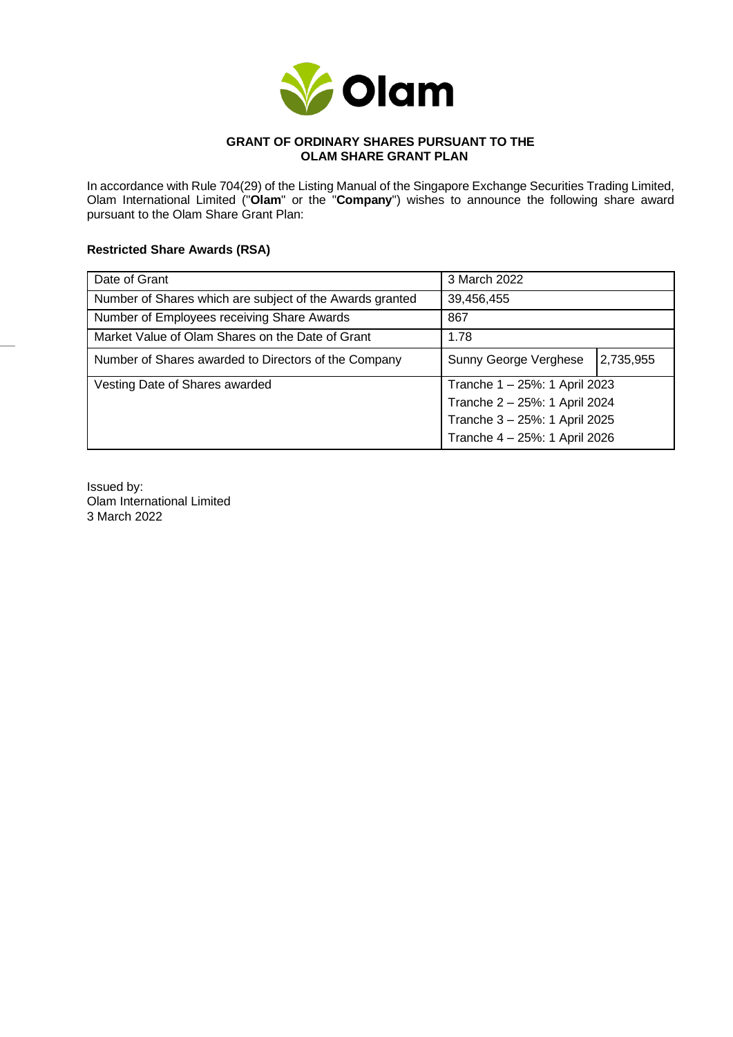## GRANT OF ORDINARY SHARES PURSUANT TO THE OLAM SHARE GRANT PLAN

In accordance with Rule 704(29) of the Listing Manual of the Singapore Exchange Securities Trading Limited, Olam International Limited ("**Olam**" or the "**Company**") wishes to announce the following share award pursuant to the Olam Share Grant Plan:

**Restricted Share Awards (RSA)**

| | | |
|---|---|---|
| Date of Grant | 3 March 2022 | |
| Number of Shares which are subject of the Awards granted | 39,456,455 | |
| Number of Employees receiving Share Awards | 867 | |
| Market Value of Olam Shares on the Date of Grant | 1.78 | |
| Number of Shares awarded to Directors of the Company | Sunny George Verghese | 2,735,955 |
| Vesting Date of Shares awarded | Tranche 1 – 25%: 1 April 2023<br>Tranche 2 – 25%: 1 April 2024<br>Tranche 3 – 25%: 1 April 2025<br>Tranche 4 – 25%: 1 April 2026 | |

Issued by:
Olam International Limited
3 March 2022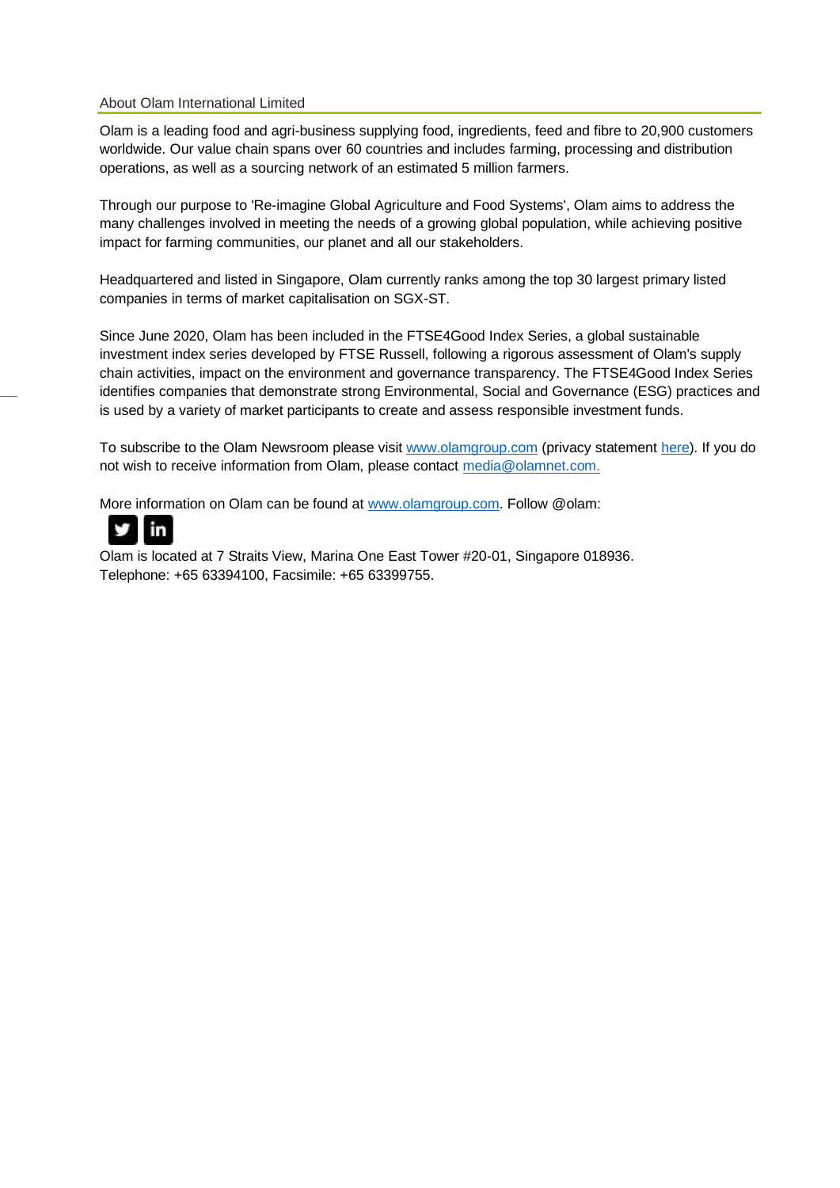## About Olam International Limited

Olam is a leading food and agri-business supplying food, ingredients, feed and fibre to 20,900 customers worldwide. Our value chain spans over 60 countries and includes farming, processing and distribution operations, as well as a sourcing network of an estimated 5 million farmers.

Through our purpose to 'Re-imagine Global Agriculture and Food Systems', Olam aims to address the many challenges involved in meeting the needs of a growing global population, while achieving positive impact for farming communities, our planet and all our stakeholders.

Headquartered and listed in Singapore, Olam currently ranks among the top 30 largest primary listed companies in terms of market capitalisation on SGX-ST.

Since June 2020, Olam has been included in the FTSE4Good Index Series, a global sustainable investment index series developed by FTSE Russell, following a rigorous assessment of Olam's supply chain activities, impact on the environment and governance transparency. The FTSE4Good Index Series identifies companies that demonstrate strong Environmental, Social and Governance (ESG) practices and is used by a variety of market participants to create and assess responsible investment funds.

To subscribe to the Olam Newsroom please visit www.olamgroup.com (privacy statement here). If you do not wish to receive information from Olam, please contact media@olamnet.com.

More information on Olam can be found at www.olamgroup.com. Follow @olam:

Olam is located at 7 Straits View, Marina One East Tower #20-01, Singapore 018936.
Telephone: +65 63394100, Facsimile: +65 63399755.